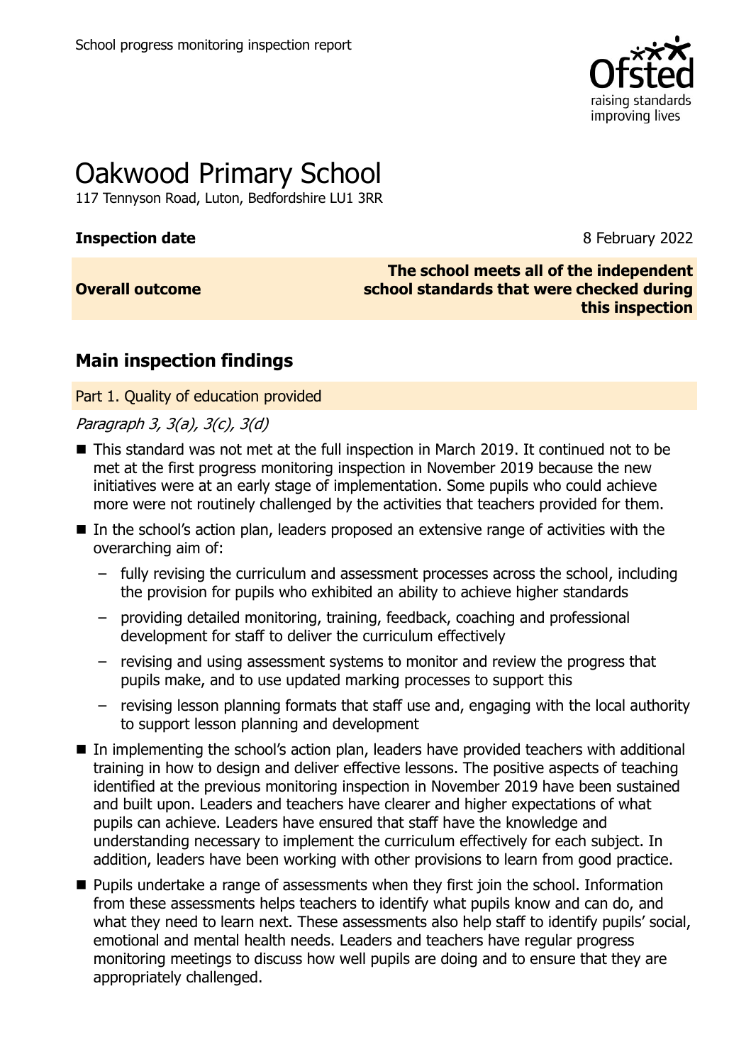School progress monitoring inspection report

# Oakwood Primary School

117 Tennyson Road, Luton, Bedfordshire LU1 3RR

| | |
|---|---|
| **Inspection date** | 8 February 2022 |
| **Overall outcome** | **The school meets all of the independent school standards that were checked during this inspection** |

## Main inspection findings

### Part 1. Quality of education provided

*Paragraph 3, 3(a), 3(c), 3(d)*

- This standard was not met at the full inspection in March 2019. It continued not to be met at the first progress monitoring inspection in November 2019 because the new initiatives were at an early stage of implementation. Some pupils who could achieve more were not routinely challenged by the activities that teachers provided for them.
- In the school's action plan, leaders proposed an extensive range of activities with the overarching aim of:
  - fully revising the curriculum and assessment processes across the school, including the provision for pupils who exhibited an ability to achieve higher standards
  - providing detailed monitoring, training, feedback, coaching and professional development for staff to deliver the curriculum effectively
  - revising and using assessment systems to monitor and review the progress that pupils make, and to use updated marking processes to support this
  - revising lesson planning formats that staff use and, engaging with the local authority to support lesson planning and development
- In implementing the school's action plan, leaders have provided teachers with additional training in how to design and deliver effective lessons. The positive aspects of teaching identified at the previous monitoring inspection in November 2019 have been sustained and built upon. Leaders and teachers have clearer and higher expectations of what pupils can achieve. Leaders have ensured that staff have the knowledge and understanding necessary to implement the curriculum effectively for each subject. In addition, leaders have been working with other provisions to learn from good practice.
- Pupils undertake a range of assessments when they first join the school. Information from these assessments helps teachers to identify what pupils know and can do, and what they need to learn next. These assessments also help staff to identify pupils' social, emotional and mental health needs. Leaders and teachers have regular progress monitoring meetings to discuss how well pupils are doing and to ensure that they are appropriately challenged.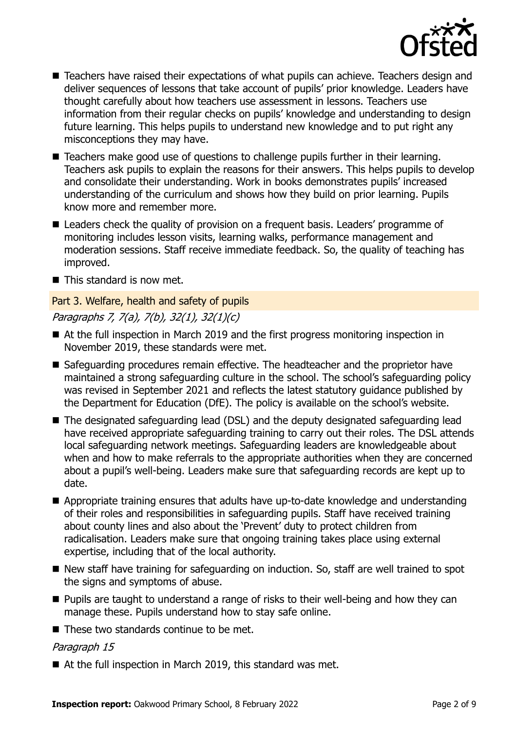- Teachers have raised their expectations of what pupils can achieve. Teachers design and deliver sequences of lessons that take account of pupils' prior knowledge. Leaders have thought carefully about how teachers use assessment in lessons. Teachers use information from their regular checks on pupils' knowledge and understanding to design future learning. This helps pupils to understand new knowledge and to put right any misconceptions they may have.
- Teachers make good use of questions to challenge pupils further in their learning. Teachers ask pupils to explain the reasons for their answers. This helps pupils to develop and consolidate their understanding. Work in books demonstrates pupils' increased understanding of the curriculum and shows how they build on prior learning. Pupils know more and remember more.
- Leaders check the quality of provision on a frequent basis. Leaders' programme of monitoring includes lesson visits, learning walks, performance management and moderation sessions. Staff receive immediate feedback. So, the quality of teaching has improved.
- This standard is now met.

## Part 3. Welfare, health and safety of pupils

*Paragraphs 7, 7(a), 7(b), 32(1), 32(1)(c)*

- At the full inspection in March 2019 and the first progress monitoring inspection in November 2019, these standards were met.
- Safeguarding procedures remain effective. The headteacher and the proprietor have maintained a strong safeguarding culture in the school. The school's safeguarding policy was revised in September 2021 and reflects the latest statutory guidance published by the Department for Education (DfE). The policy is available on the school's website.
- The designated safeguarding lead (DSL) and the deputy designated safeguarding lead have received appropriate safeguarding training to carry out their roles. The DSL attends local safeguarding network meetings. Safeguarding leaders are knowledgeable about when and how to make referrals to the appropriate authorities when they are concerned about a pupil's well-being. Leaders make sure that safeguarding records are kept up to date.
- Appropriate training ensures that adults have up-to-date knowledge and understanding of their roles and responsibilities in safeguarding pupils. Staff have received training about county lines and also about the 'Prevent' duty to protect children from radicalisation. Leaders make sure that ongoing training takes place using external expertise, including that of the local authority.
- New staff have training for safeguarding on induction. So, staff are well trained to spot the signs and symptoms of abuse.
- Pupils are taught to understand a range of risks to their well-being and how they can manage these. Pupils understand how to stay safe online.
- These two standards continue to be met.

*Paragraph 15*

- At the full inspection in March 2019, this standard was met.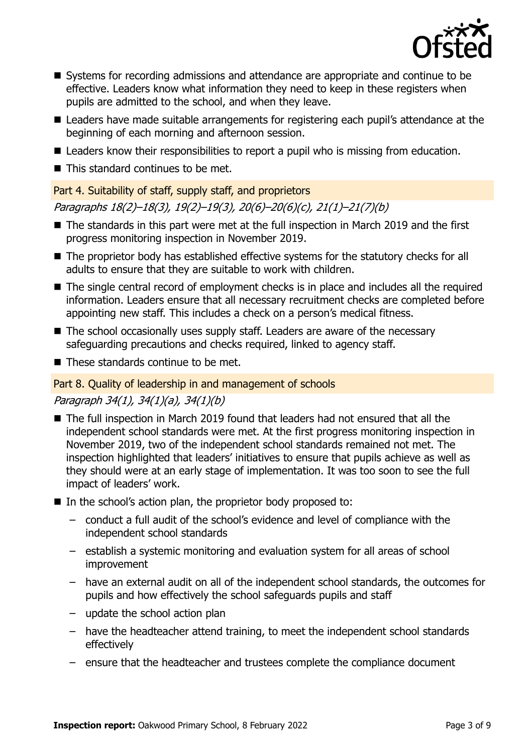- Systems for recording admissions and attendance are appropriate and continue to be effective. Leaders know what information they need to keep in these registers when pupils are admitted to the school, and when they leave.
- Leaders have made suitable arrangements for registering each pupil's attendance at the beginning of each morning and afternoon session.
- Leaders know their responsibilities to report a pupil who is missing from education.
- This standard continues to be met.

## Part 4. Suitability of staff, supply staff, and proprietors

*Paragraphs 18(2)–18(3), 19(2)–19(3), 20(6)–20(6)(c), 21(1)–21(7)(b)*

- The standards in this part were met at the full inspection in March 2019 and the first progress monitoring inspection in November 2019.
- The proprietor body has established effective systems for the statutory checks for all adults to ensure that they are suitable to work with children.
- The single central record of employment checks is in place and includes all the required information. Leaders ensure that all necessary recruitment checks are completed before appointing new staff. This includes a check on a person's medical fitness.
- The school occasionally uses supply staff. Leaders are aware of the necessary safeguarding precautions and checks required, linked to agency staff.
- These standards continue to be met.

## Part 8. Quality of leadership in and management of schools

*Paragraph 34(1), 34(1)(a), 34(1)(b)*

- The full inspection in March 2019 found that leaders had not ensured that all the independent school standards were met. At the first progress monitoring inspection in November 2019, two of the independent school standards remained not met. The inspection highlighted that leaders' initiatives to ensure that pupils achieve as well as they should were at an early stage of implementation. It was too soon to see the full impact of leaders' work.
- In the school's action plan, the proprietor body proposed to:
  - conduct a full audit of the school's evidence and level of compliance with the independent school standards
  - establish a systemic monitoring and evaluation system for all areas of school improvement
  - have an external audit on all of the independent school standards, the outcomes for pupils and how effectively the school safeguards pupils and staff
  - update the school action plan
  - have the headteacher attend training, to meet the independent school standards effectively
  - ensure that the headteacher and trustees complete the compliance document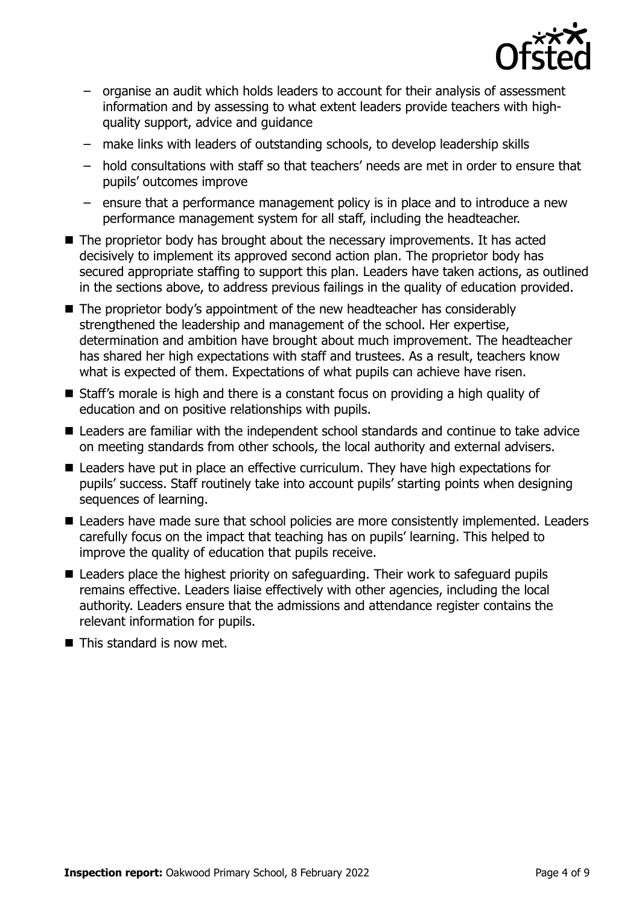- organise an audit which holds leaders to account for their analysis of assessment information and by assessing to what extent leaders provide teachers with high-quality support, advice and guidance
  - make links with leaders of outstanding schools, to develop leadership skills
  - hold consultations with staff so that teachers' needs are met in order to ensure that pupils' outcomes improve
  - ensure that a performance management policy is in place and to introduce a new performance management system for all staff, including the headteacher.
- The proprietor body has brought about the necessary improvements. It has acted decisively to implement its approved second action plan. The proprietor body has secured appropriate staffing to support this plan. Leaders have taken actions, as outlined in the sections above, to address previous failings in the quality of education provided.
- The proprietor body's appointment of the new headteacher has considerably strengthened the leadership and management of the school. Her expertise, determination and ambition have brought about much improvement. The headteacher has shared her high expectations with staff and trustees. As a result, teachers know what is expected of them. Expectations of what pupils can achieve have risen.
- Staff's morale is high and there is a constant focus on providing a high quality of education and on positive relationships with pupils.
- Leaders are familiar with the independent school standards and continue to take advice on meeting standards from other schools, the local authority and external advisers.
- Leaders have put in place an effective curriculum. They have high expectations for pupils' success. Staff routinely take into account pupils' starting points when designing sequences of learning.
- Leaders have made sure that school policies are more consistently implemented. Leaders carefully focus on the impact that teaching has on pupils' learning. This helped to improve the quality of education that pupils receive.
- Leaders place the highest priority on safeguarding. Their work to safeguard pupils remains effective. Leaders liaise effectively with other agencies, including the local authority. Leaders ensure that the admissions and attendance register contains the relevant information for pupils.
- This standard is now met.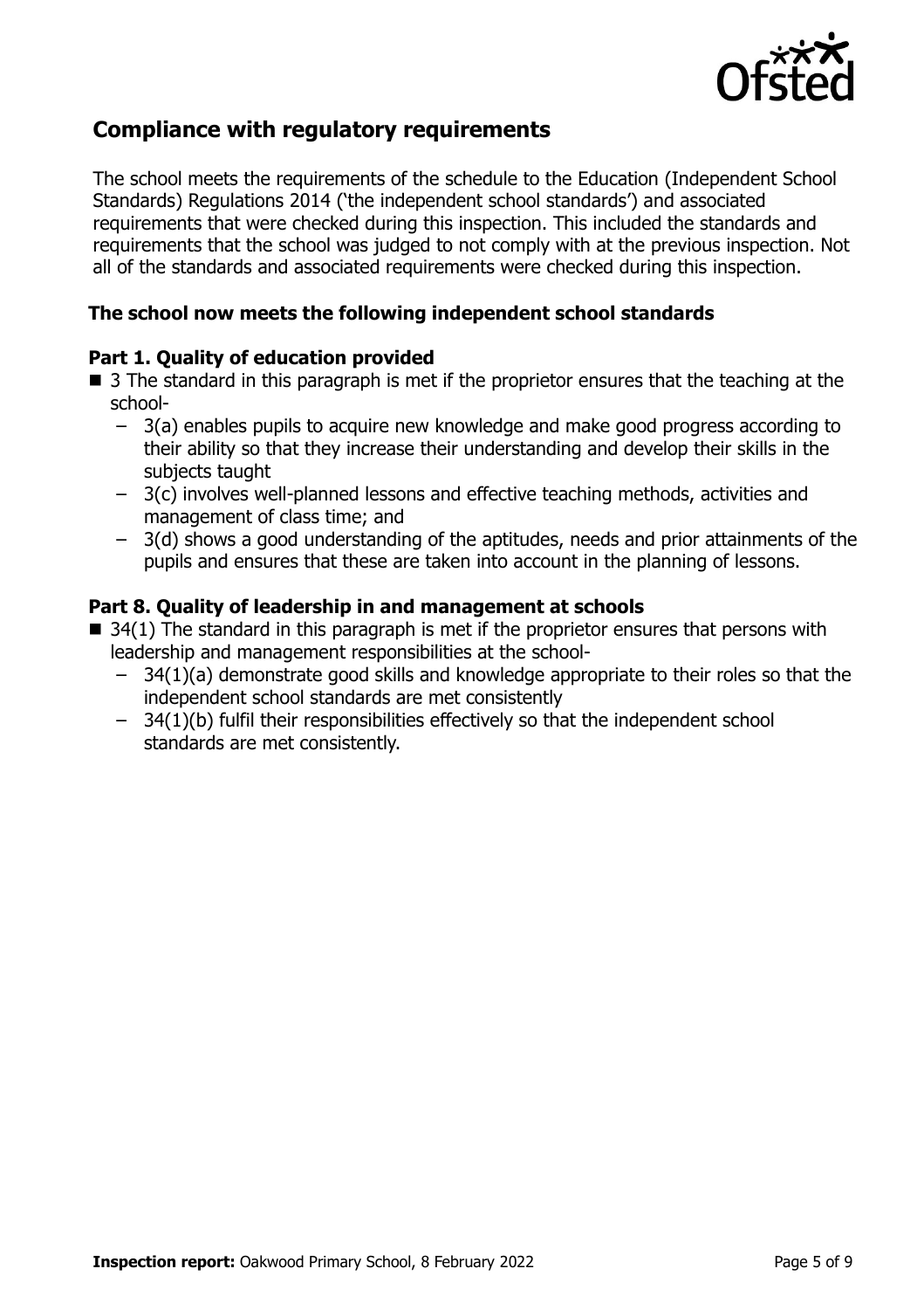## Compliance with regulatory requirements

The school meets the requirements of the schedule to the Education (Independent School Standards) Regulations 2014 ('the independent school standards') and associated requirements that were checked during this inspection. This included the standards and requirements that the school was judged to not comply with at the previous inspection. Not all of the standards and associated requirements were checked during this inspection.

### The school now meets the following independent school standards

#### Part 1. Quality of education provided

- 3 The standard in this paragraph is met if the proprietor ensures that the teaching at the school-
  - 3(a) enables pupils to acquire new knowledge and make good progress according to their ability so that they increase their understanding and develop their skills in the subjects taught
  - 3(c) involves well-planned lessons and effective teaching methods, activities and management of class time; and
  - 3(d) shows a good understanding of the aptitudes, needs and prior attainments of the pupils and ensures that these are taken into account in the planning of lessons.

#### Part 8. Quality of leadership in and management at schools

- 34(1) The standard in this paragraph is met if the proprietor ensures that persons with leadership and management responsibilities at the school-
  - 34(1)(a) demonstrate good skills and knowledge appropriate to their roles so that the independent school standards are met consistently
  - 34(1)(b) fulfil their responsibilities effectively so that the independent school standards are met consistently.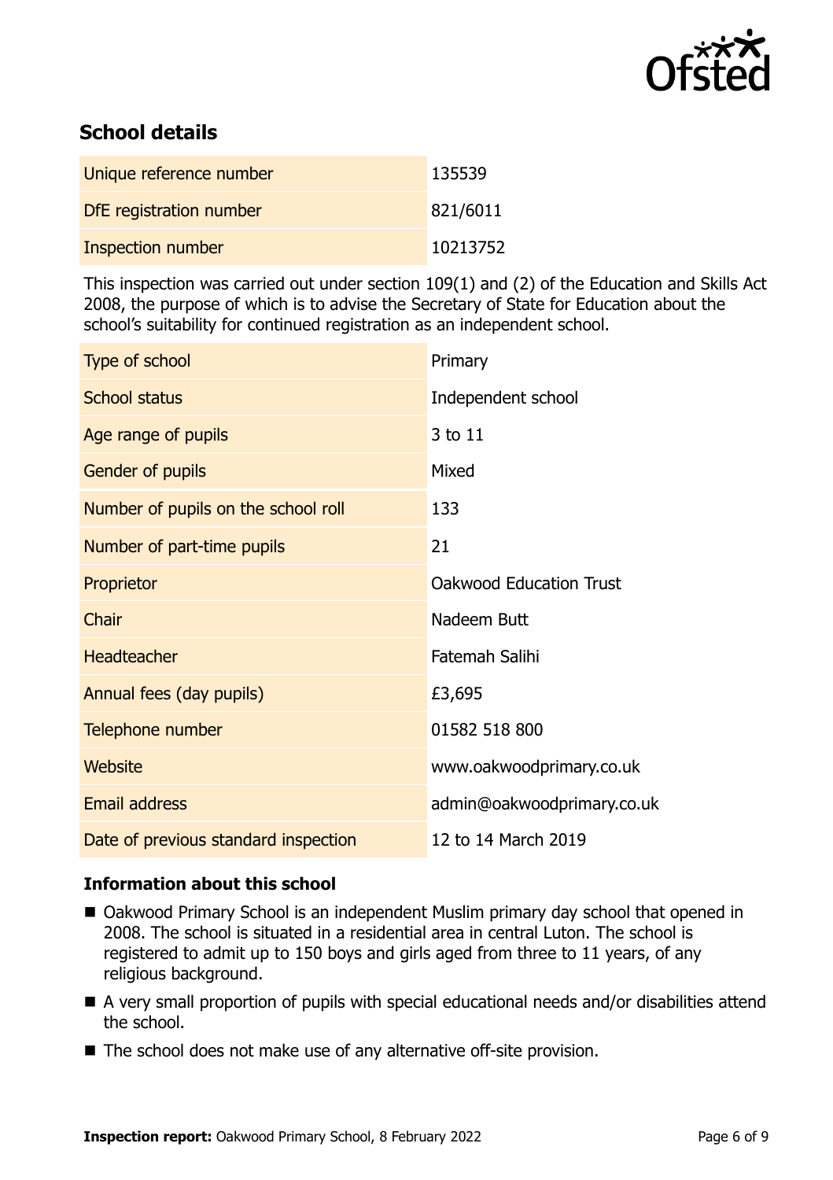## School details

| Unique reference number | 135539 |
| --- | --- |
| DfE registration number | 821/6011 |
| Inspection number | 10213752 |

This inspection was carried out under section 109(1) and (2) of the Education and Skills Act 2008, the purpose of which is to advise the Secretary of State for Education about the school's suitability for continued registration as an independent school.

| Type of school | Primary |
| --- | --- |
| School status | Independent school |
| Age range of pupils | 3 to 11 |
| Gender of pupils | Mixed |
| Number of pupils on the school roll | 133 |
| Number of part-time pupils | 21 |
| Proprietor | Oakwood Education Trust |
| Chair | Nadeem Butt |
| Headteacher | Fatemah Salihi |
| Annual fees (day pupils) | £3,695 |
| Telephone number | 01582 518 800 |
| Website | www.oakwoodprimary.co.uk |
| Email address | admin@oakwoodprimary.co.uk |
| Date of previous standard inspection | 12 to 14 March 2019 |

### Information about this school

- Oakwood Primary School is an independent Muslim primary day school that opened in 2008. The school is situated in a residential area in central Luton. The school is registered to admit up to 150 boys and girls aged from three to 11 years, of any religious background.
- A very small proportion of pupils with special educational needs and/or disabilities attend the school.
- The school does not make use of any alternative off-site provision.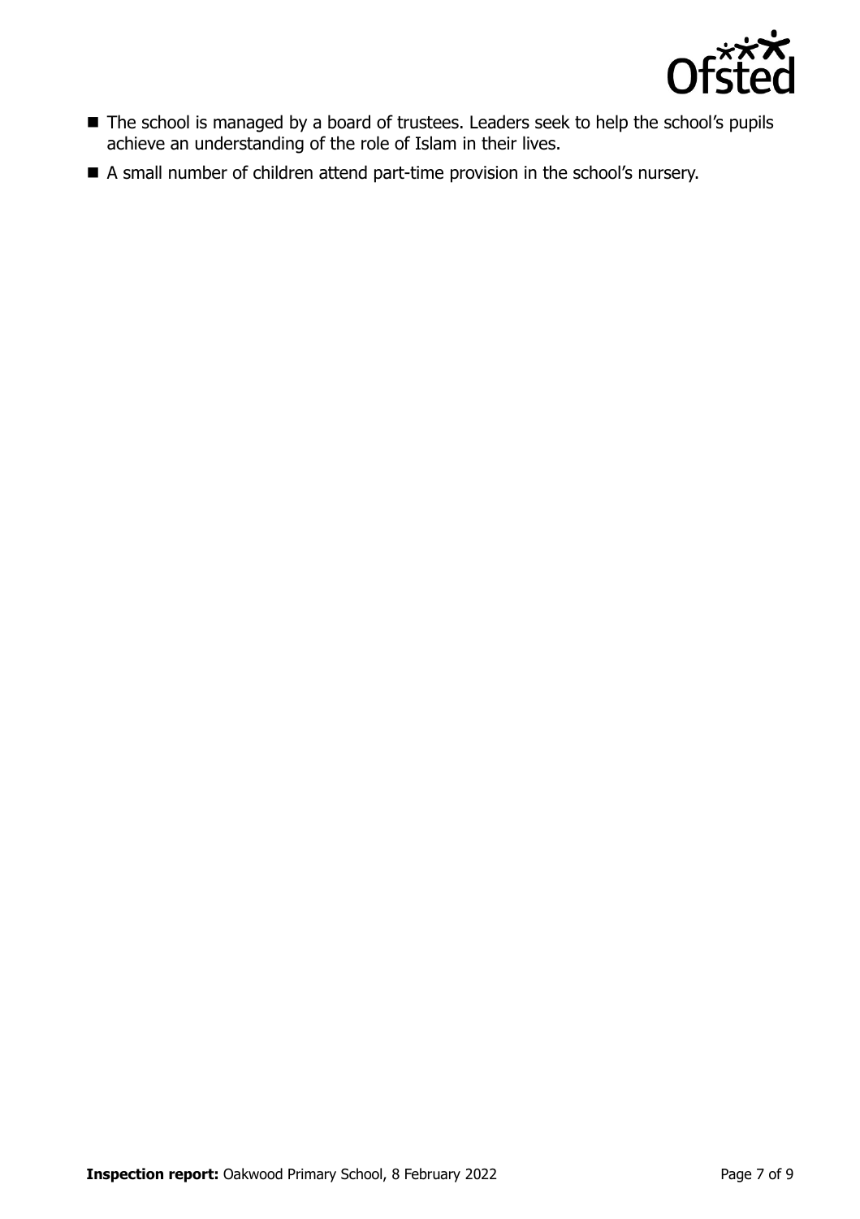- The school is managed by a board of trustees. Leaders seek to help the school's pupils achieve an understanding of the role of Islam in their lives.
- A small number of children attend part-time provision in the school's nursery.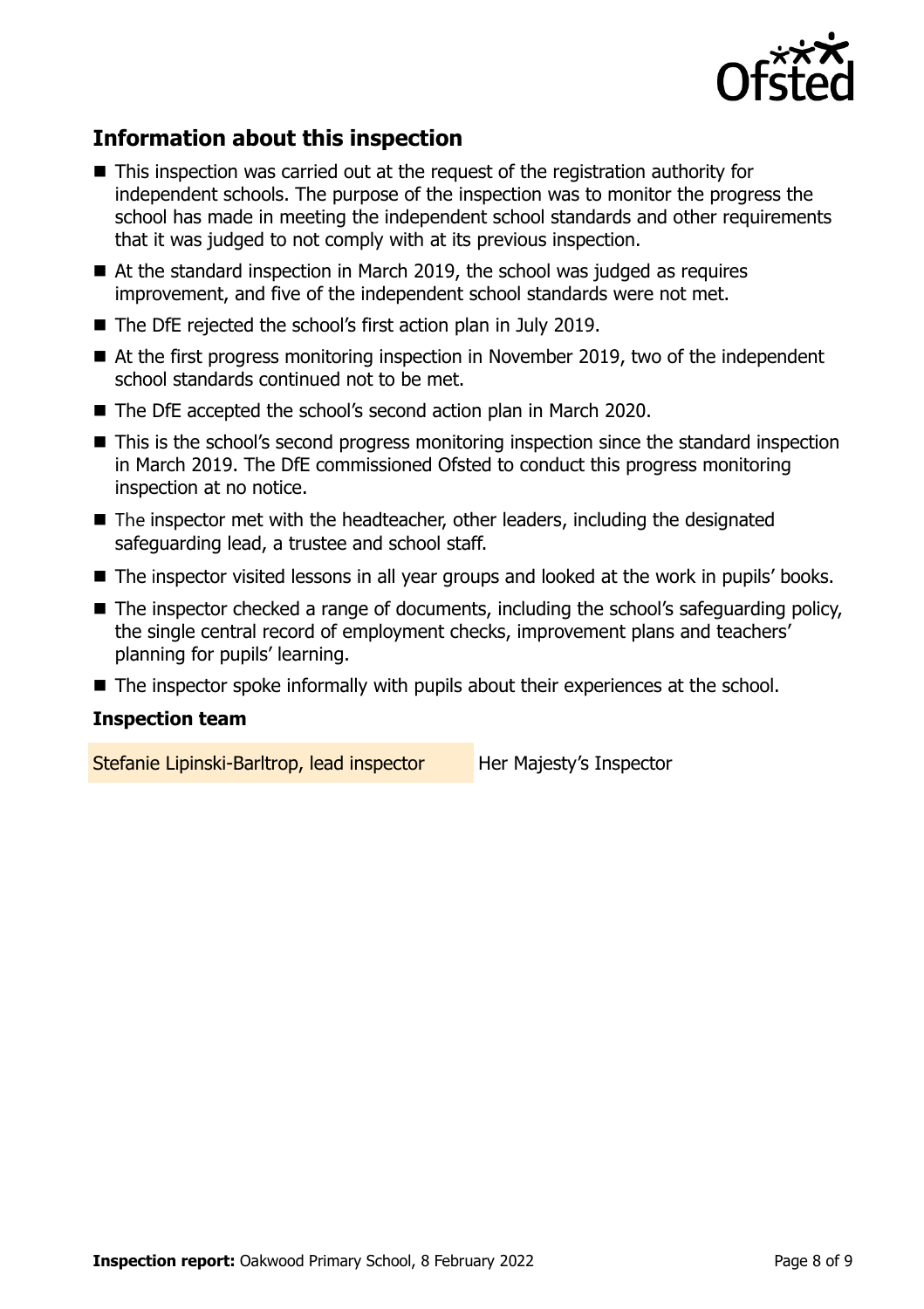## Information about this inspection

- This inspection was carried out at the request of the registration authority for independent schools. The purpose of the inspection was to monitor the progress the school has made in meeting the independent school standards and other requirements that it was judged to not comply with at its previous inspection.
- At the standard inspection in March 2019, the school was judged as requires improvement, and five of the independent school standards were not met.
- The DfE rejected the school's first action plan in July 2019.
- At the first progress monitoring inspection in November 2019, two of the independent school standards continued not to be met.
- The DfE accepted the school's second action plan in March 2020.
- This is the school's second progress monitoring inspection since the standard inspection in March 2019. The DfE commissioned Ofsted to conduct this progress monitoring inspection at no notice.
- The inspector met with the headteacher, other leaders, including the designated safeguarding lead, a trustee and school staff.
- The inspector visited lessons in all year groups and looked at the work in pupils' books.
- The inspector checked a range of documents, including the school's safeguarding policy, the single central record of employment checks, improvement plans and teachers' planning for pupils' learning.
- The inspector spoke informally with pupils about their experiences at the school.

### Inspection team

| | |
|---|---|
| Stefanie Lipinski-Barltrop, lead inspector | Her Majesty's Inspector |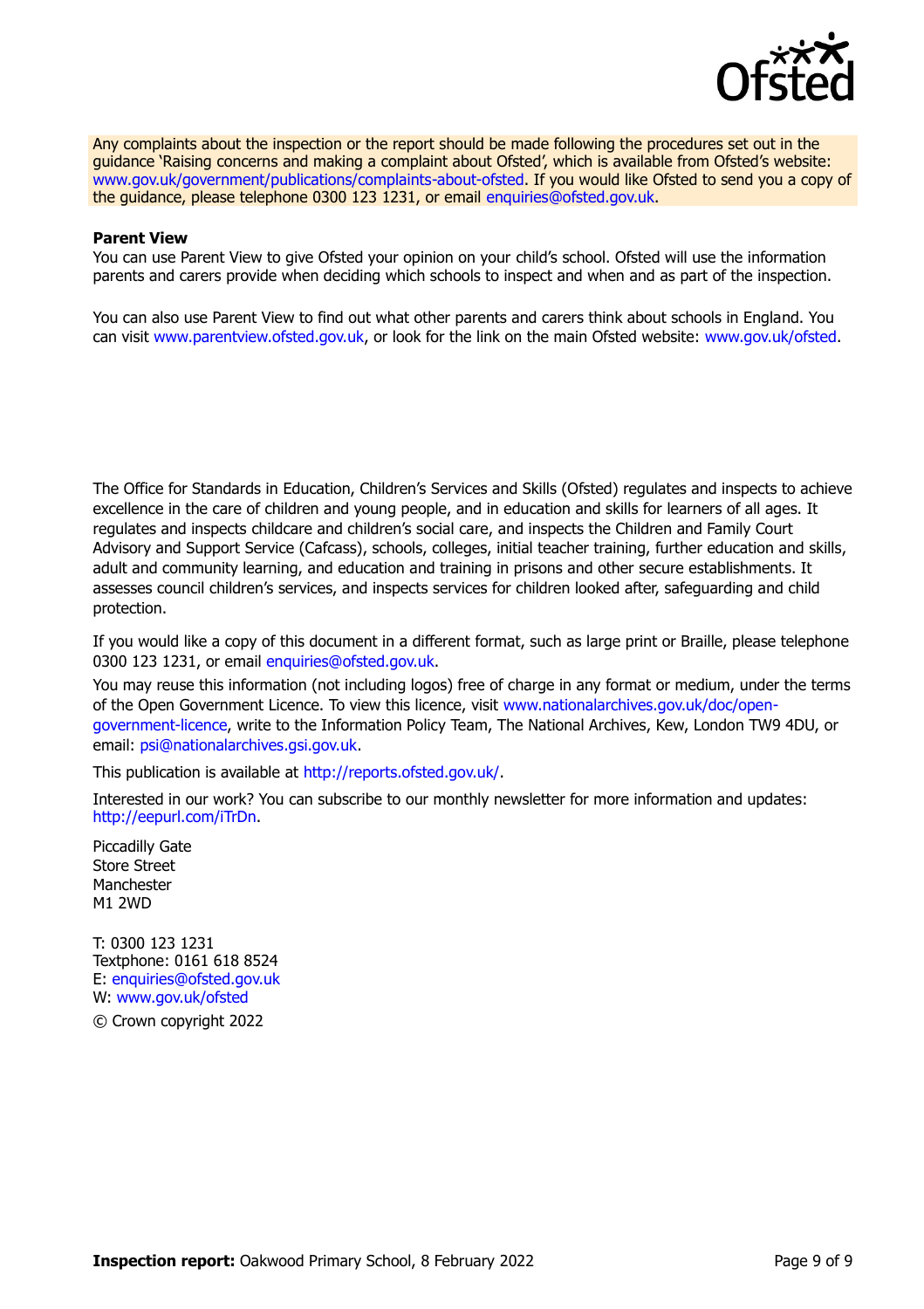Any complaints about the inspection or the report should be made following the procedures set out in the guidance 'Raising concerns and making a complaint about Ofsted', which is available from Ofsted's website: www.gov.uk/government/publications/complaints-about-ofsted. If you would like Ofsted to send you a copy of the guidance, please telephone 0300 123 1231, or email enquiries@ofsted.gov.uk.

**Parent View**

You can use Parent View to give Ofsted your opinion on your child's school. Ofsted will use the information parents and carers provide when deciding which schools to inspect and when and as part of the inspection.

You can also use Parent View to find out what other parents and carers think about schools in England. You can visit www.parentview.ofsted.gov.uk, or look for the link on the main Ofsted website: www.gov.uk/ofsted.

The Office for Standards in Education, Children's Services and Skills (Ofsted) regulates and inspects to achieve excellence in the care of children and young people, and in education and skills for learners of all ages. It regulates and inspects childcare and children's social care, and inspects the Children and Family Court Advisory and Support Service (Cafcass), schools, colleges, initial teacher training, further education and skills, adult and community learning, and education and training in prisons and other secure establishments. It assesses council children's services, and inspects services for children looked after, safeguarding and child protection.

If you would like a copy of this document in a different format, such as large print or Braille, please telephone 0300 123 1231, or email enquiries@ofsted.gov.uk.

You may reuse this information (not including logos) free of charge in any format or medium, under the terms of the Open Government Licence. To view this licence, visit www.nationalarchives.gov.uk/doc/open-government-licence, write to the Information Policy Team, The National Archives, Kew, London TW9 4DU, or email: psi@nationalarchives.gsi.gov.uk.

This publication is available at http://reports.ofsted.gov.uk/.

Interested in our work? You can subscribe to our monthly newsletter for more information and updates: http://eepurl.com/iTrDn.

Piccadilly Gate
Store Street
Manchester
M1 2WD

T: 0300 123 1231
Textphone: 0161 618 8524
E: enquiries@ofsted.gov.uk
W: www.gov.uk/ofsted

© Crown copyright 2022